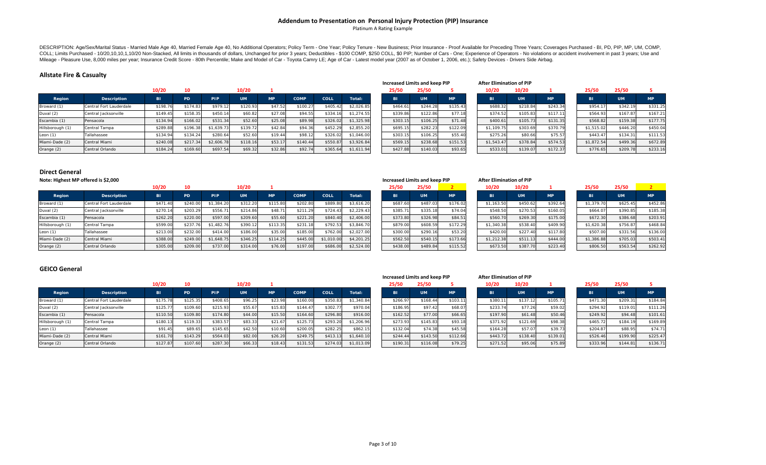# Addendum to Presentation on Personal Injury Protection (PIP) Insurance

Platinum A Rating Example

DESCRIPTION: Age/Sex/Marital Status - Married Male Age 40, Married Female Age 40, No Additional Operators; Policy Term - One Year; Policy Tenure - New Business; Prior Insurance - Proof Available for Preceding Three Years; Coverages Purchased - BI, PD, PIP, MP, UM, COMP, COLL; Limits Purchased - 10/20,10,10,1,10/20 Non-Stacked, All limits in thousands of dollars, Unchanged for prior 3 years; Deductibles - $100 COMP, $250 COLL, $0 PIP; Number of Cars - One; Experience of Operators - No violations or accident involvement in past 3 years; Use and Mileage - Pleasure Use, 8,000 miles per year; Insurance Credit Score - 80th Percentile; Make and Model of Car - Toyota Camry LE; Age of Car - Latest model year (2007 as of October 1, 2006, etc.); Safety Devices - Drivers Side Airbag.

## Allstate Fire & Casualty

| | | 10/20 | 10 | | 10/20 | 1 | | | | Increased Limits and keep PIP | | | After Elimination of PIP | | | | | |
|---|---|---|---|---|---|---|---|---|---|---|---|---|---|---|---|---|---|---|
| | | | | | | | | | | 25/50 | 25/50 | 5 | 10/20 | 10/20 | 1 | 25/50 | 25/50 | 5 |
| Region | Description | BI | PD | PIP | UM | MP | COMP | COLL | Total: | BI | UM | MP | BI | UM | MP | BI | UM | MP |
| Broward (1) | Central Fort Lauderdale | $198.76 | $174.83 | $979.12 | $120.93 | $47.52 | $100.27 | $405.42 | $2,026.85 | $464.61 | $244.28 | $135.43 | $688.32 | $218.84 | $243.34 | $954.17 | $342.19 | $331.25 |
| Duval (2) | Central Jacksonville | $149.45 | $158.35 | $450.14 | $60.82 | $27.08 | $94.55 | $334.16 | $1,274.55 | $339.86 | $122.86 | $77.18 | $374.52 | $105.83 | $117.11 | $564.93 | $167.87 | $167.21 |
| Escambia (1) | Pensacola | $134.94 | $166.02 | $531.34 | $52.60 | $25.08 | $89.98 | $326.02 | $1,325.98 | $303.15 | $106.25 | $71.48 | $400.61 | $105.73 | $131.35 | $568.82 | $159.38 | $177.75 |
| Hillsborough (1) | Central Tampa | $289.88 | $196.38 | $1,639.73 | $139.72 | $42.84 | $94.36 | $452.29 | $2,855.20 | $695.15 | $282.23 | $122.09 | $1,109.75 | $303.69 | $370.79 | $1,515.02 | $446.20 | $450.04 |
| Leon (1) | Tallahassee | $134.94 | $134.24 | $280.64 | $52.60 | $19.44 | $98.12 | $326.02 | $1,046.00 | $303.15 | $106.25 | $55.40 | $275.26 | $80.66 | $75.57 | $443.47 | $134.31 | $111.53 |
| Miami-Dade (2) | Central Miami | $240.08 | $217.34 | $2,606.78 | $118.16 | $53.17 | $140.44 | $550.87 | $3,926.84 | $569.15 | $238.68 | $151.53 | $1,543.47 | $378.84 | $574.53 | $1,872.54 | $499.36 | $672.89 |
| Orange (2) | Central Orlando | $184.24 | $169.60 | $697.54 | $69.32 | $32.86 | $92.74 | $365.64 | $1,611.94 | $427.88 | $140.03 | $93.65 | $533.01 | $139.07 | $172.37 | $776.65 | $209.78 | $233.16 |

## Direct General

**Note: Highest MP offered is $2,000**

| | | 10/20 | 10 | | 10/20 | 1 | | | | Increased Limits and keep PIP | | | After Elimination of PIP | | | | | |
|---|---|---|---|---|---|---|---|---|---|---|---|---|---|---|---|---|---|---|
| | | | | | | | | | | 25/50 | 25/50 | 2 | 10/20 | 10/20 | 1 | 25/50 | 25/50 | 2 |
| Region | Description | BI | PD | PIP | UM | MP | COMP | COLL | Total: | BI | UM | MP | BI | UM | MP | BI | UM | MP |
| Broward (1) | Central Fort Lauderdale | $471.40 | $240.00 | $1,384.20 | $312.20 | $115.80 | $202.80 | $889.80 | $3,616.20 | $687.60 | $487.03 | $176.02 | $1,163.50 | $450.62 | $392.64 | $1,379.70 | $625.45 | $452.86 |
| Duval (2) | Central Jacksonville | $270.14 | $203.29 | $556.71 | $214.86 | $48.71 | $211.29 | $724.43 | $2,229.43 | $385.71 | $335.18 | $74.04 | $548.50 | $270.53 | $160.05 | $664.07 | $390.85 | $185.38 |
| Escambia (1) | Pensacola | $262.20 | $220.00 | $597.00 | $209.60 | $55.60 | $221.20 | $840.40 | $2,406.00 | $373.80 | $326.98 | $84.51 | $560.70 | $269.30 | $175.00 | $672.30 | $386.68 | $203.91 |
| Hillsborough (1) | Central Tampa | $599.00 | $237.76 | $1,482.76 | $390.12 | $113.35 | $231.18 | $792.53 | $3,846.70 | $879.00 | $608.59 | $172.29 | $1,340.38 | $538.40 | $409.90 | $1,620.38 | $756.87 | $468.84 |
| Leon (1) | Tallahassee | $213.00 | $232.00 | $414.00 | $186.00 | $35.00 | $185.00 | $762.00 | $2,027.00 | $300.00 | $290.16 | $53.20 | $420.00 | $227.40 | $117.80 | $507.00 | $331.56 | $136.00 |
| Miami-Dade (2) | Central Miami | $388.00 | $249.00 | $1,648.75 | $346.25 | $114.25 | $445.00 | $1,010.00 | $4,201.25 | $562.50 | $540.15 | $173.66 | $1,212.38 | $511.13 | $444.00 | $1,386.88 | $705.03 | $503.41 |
| Orange (2) | Central Orlando | $305.00 | $209.00 | $737.00 | $314.00 | $76.00 | $197.00 | $686.00 | $2,524.00 | $438.00 | $489.84 | $115.52 | $673.50 | $387.70 | $223.40 | $806.50 | $563.54 | $262.92 |

## GEICO General

| | | 10/20 | 10 | | 10/20 | 1 | | | | Increased Limits and keep PIP | | | After Elimination of PIP | | | | | |
|---|---|---|---|---|---|---|---|---|---|---|---|---|---|---|---|---|---|---|
| | | | | | | | | | | 25/50 | 25/50 | 5 | 10/20 | 10/20 | 1 | 25/50 | 25/50 | 5 |
| Region | Description | BI | PD | PIP | UM | MP | COMP | COLL | Total: | BI | UM | MP | BI | UM | MP | BI | UM | MP |
| Broward (1) | Central Fort Lauderdale | $175.78 | $125.35 | $408.65 | $96.25 | $23.98 | $160.00 | $350.83 | $1,340.84 | $266.97 | $168.44 | $103.11 | $380.11 | $137.12 | $105.71 | $471.30 | $209.31 | $184.84 |
| Duval (2) | Central Jacksonville | $125.77 | $109.60 | $215.93 | $55.67 | $15.83 | $144.47 | $302.77 | $970.04 | $186.95 | $97.42 | $68.07 | $233.74 | $77.26 | $59.02 | $294.92 | $119.01 | $111.26 |
| Escambia (1) | Pensacola | $110.50 | $109.80 | $174.80 | $44.00 | $15.50 | $164.60 | $296.80 | $916.00 | $162.52 | $77.00 | $66.65 | $197.90 | $61.48 | $50.46 | $249.92 | $94.48 | $101.61 |
| Hillsborough (1) | Central Tampa | $180.13 | $119.33 | $383.57 | $83.33 | $21.67 | $125.73 | $293.20 | $1,206.96 | $273.93 | $145.83 | $93.18 | $371.92 | $121.69 | $98.38 | $465.72 | $184.19 | $169.89 |
| Leon (1) | Tallahassee | $91.45 | $89.65 | $145.65 | $42.50 | $10.60 | $200.05 | $282.25 | $862.15 | $132.04 | $74.38 | $45.58 | $164.28 | $57.07 | $39.73 | $204.87 | $88.95 | $74.71 |
| Miami-Dade (2) | Central Miami | $161.70 | $143.29 | $564.03 | $82.00 | $26.20 | $249.75 | $413.13 | $1,640.10 | $244.44 | $143.50 | $112.66 | $443.72 | $138.40 | $139.01 | $526.46 | $199.90 | $225.47 |
| Orange (2) | Central Orlando | $127.87 | $107.60 | $287.30 | $66.33 | $18.43 | $131.53 | $274.03 | $1,013.09 | $190.31 | $116.08 | $79.25 | $271.52 | $95.06 | $75.89 | $333.96 | $144.81 | $136.71 |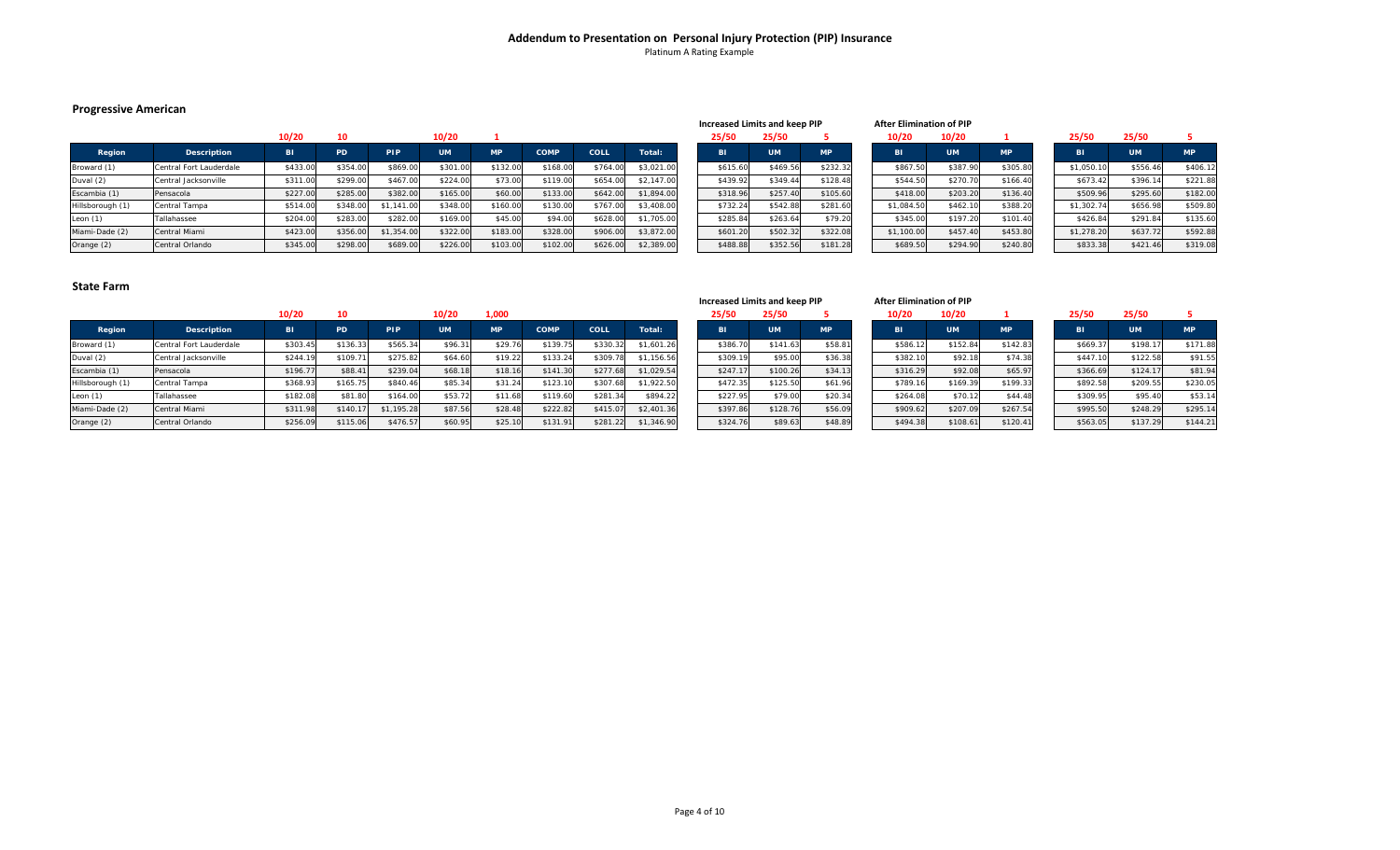# Addendum to Presentation on Personal Injury Protection (PIP) Insurance

Platinum A Rating Example

## Progressive American

| | | 10/20 | 10 | | 10/20 | 1 | | | | Increased Limits and keep PIP | | | After Elimination of PIP | | | | | |
|---|---|---|---|---|---|---|---|---|---|---|---|---|---|---|---|---|---|---|
| | | | | | | | | | | 25/50 | 25/50 | 5 | 10/20 | 10/20 | 1 | 25/50 | 25/50 | 5 |
| **Region** | **Description** | **BI** | **PD** | **PIP** | **UM** | **MP** | **COMP** | **COLL** | **Total:** | **BI** | **UM** | **MP** | **BI** | **UM** | **MP** | **BI** | **UM** | **MP** |
| Broward (1) | Central Fort Lauderdale | $433.00 | $354.00 | $869.00 | $301.00 | $132.00 | $168.00 | $764.00 | $3,021.00 | $615.60 | $469.56 | $232.32 | $867.50 | $387.90 | $305.80 | $1,050.10 | $556.46 | $406.12 |
| Duval (2) | Central Jacksonville | $311.00 | $299.00 | $467.00 | $224.00 | $73.00 | $119.00 | $654.00 | $2,147.00 | $439.92 | $349.44 | $128.48 | $544.50 | $270.70 | $166.40 | $673.42 | $396.14 | $221.88 |
| Escambia (1) | Pensacola | $227.00 | $285.00 | $382.00 | $165.00 | $60.00 | $133.00 | $642.00 | $1,894.00 | $318.96 | $257.40 | $105.60 | $418.00 | $203.20 | $136.40 | $509.96 | $295.60 | $182.00 |
| Hillsborough (1) | Central Tampa | $514.00 | $348.00 | $1,141.00 | $348.00 | $160.00 | $130.00 | $767.00 | $3,408.00 | $732.24 | $542.88 | $281.60 | $1,084.50 | $462.10 | $388.20 | $1,302.74 | $656.98 | $509.80 |
| Leon (1) | Tallahassee | $204.00 | $283.00 | $282.00 | $169.00 | $45.00 | $94.00 | $628.00 | $1,705.00 | $285.84 | $263.64 | $79.20 | $345.00 | $197.20 | $101.40 | $426.84 | $291.84 | $135.60 |
| Miami-Dade (2) | Central Miami | $423.00 | $356.00 | $1,354.00 | $322.00 | $183.00 | $328.00 | $906.00 | $3,872.00 | $601.20 | $502.32 | $322.08 | $1,100.00 | $457.40 | $453.80 | $1,278.20 | $637.72 | $592.88 |
| Orange (2) | Central Orlando | $345.00 | $298.00 | $689.00 | $226.00 | $103.00 | $102.00 | $626.00 | $2,389.00 | $488.88 | $352.56 | $181.28 | $689.50 | $294.90 | $240.80 | $833.38 | $421.46 | $319.08 |

## State Farm

| | | 10/20 | 10 | | 10/20 | 1,000 | | | | Increased Limits and keep PIP | | | After Elimination of PIP | | | | | |
|---|---|---|---|---|---|---|---|---|---|---|---|---|---|---|---|---|---|---|
| | | | | | | | | | | 25/50 | 25/50 | 5 | 10/20 | 10/20 | 1 | 25/50 | 25/50 | 5 |
| **Region** | **Description** | **BI** | **PD** | **PIP** | **UM** | **MP** | **COMP** | **COLL** | **Total:** | **BI** | **UM** | **MP** | **BI** | **UM** | **MP** | **BI** | **UM** | **MP** |
| Broward (1) | Central Fort Lauderdale | $303.45 | $136.33 | $565.34 | $96.31 | $29.76 | $139.75 | $330.32 | $1,601.26 | $386.70 | $141.63 | $58.81 | $586.12 | $152.84 | $142.83 | $669.37 | $198.17 | $171.88 |
| Duval (2) | Central Jacksonville | $244.19 | $109.71 | $275.82 | $64.60 | $19.22 | $133.24 | $309.78 | $1,156.56 | $309.19 | $95.00 | $36.38 | $382.10 | $92.18 | $74.38 | $447.10 | $122.58 | $91.55 |
| Escambia (1) | Pensacola | $196.77 | $88.41 | $239.04 | $68.18 | $18.16 | $141.30 | $277.68 | $1,029.54 | $247.17 | $100.26 | $34.13 | $316.29 | $92.08 | $65.97 | $366.69 | $124.17 | $81.94 |
| Hillsborough (1) | Central Tampa | $368.93 | $165.75 | $840.46 | $85.34 | $31.24 | $123.10 | $307.68 | $1,922.50 | $472.35 | $125.50 | $61.96 | $789.16 | $169.39 | $199.33 | $892.58 | $209.55 | $230.05 |
| Leon (1) | Tallahassee | $182.08 | $81.80 | $164.00 | $53.72 | $11.68 | $119.60 | $281.34 | $894.22 | $227.95 | $79.00 | $20.34 | $264.08 | $70.12 | $44.48 | $309.95 | $95.40 | $53.14 |
| Miami-Dade (2) | Central Miami | $311.98 | $140.17 | $1,195.28 | $87.56 | $28.48 | $222.82 | $415.07 | $2,401.36 | $397.86 | $128.76 | $56.09 | $909.62 | $207.09 | $267.54 | $995.50 | $248.29 | $295.14 |
| Orange (2) | Central Orlando | $256.09 | $115.06 | $476.57 | $60.95 | $25.10 | $131.91 | $281.22 | $1,346.90 | $324.76 | $89.63 | $48.89 | $494.38 | $108.61 | $120.41 | $563.05 | $137.29 | $144.21 |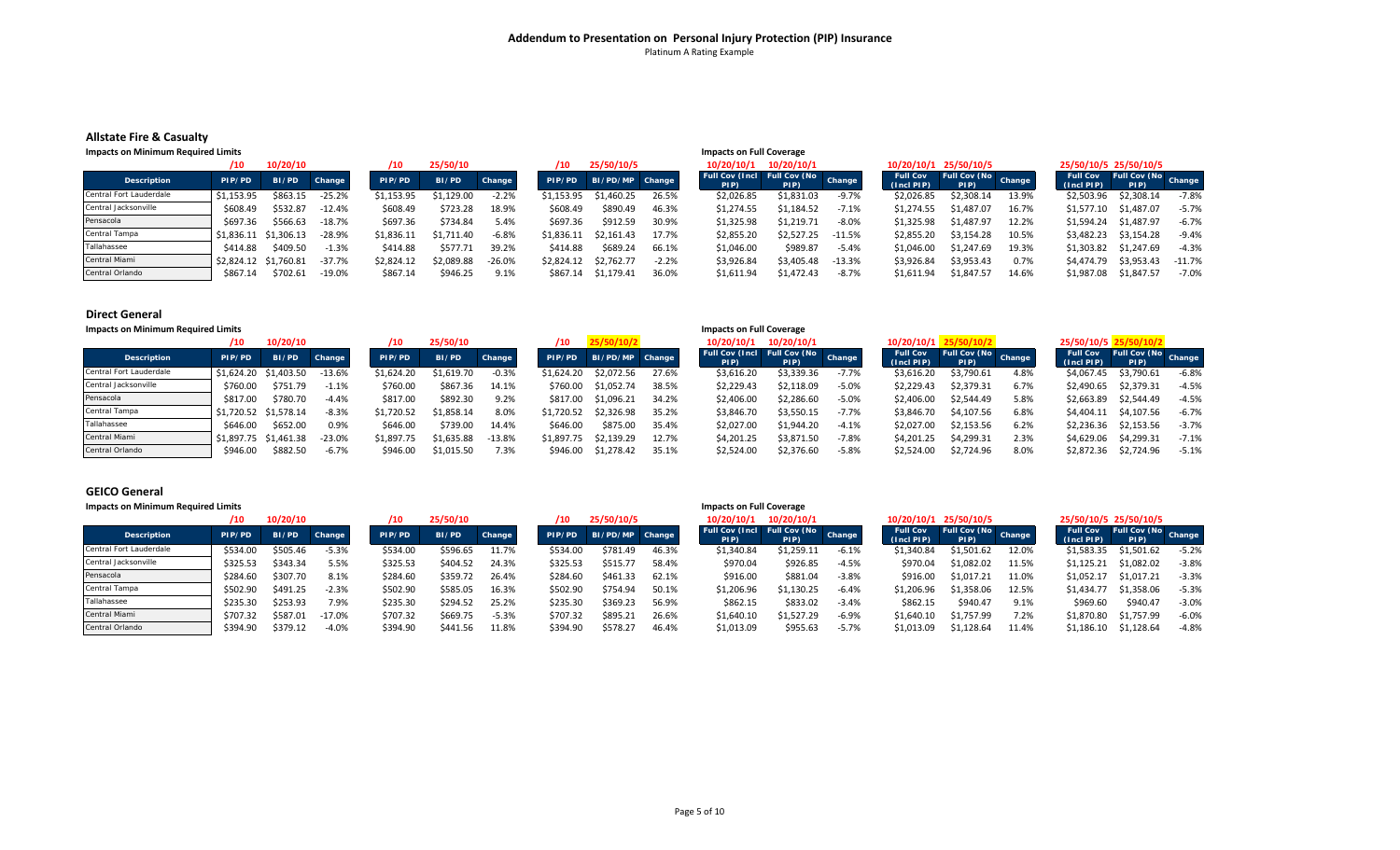## Addendum to Presentation on Personal Injury Protection (PIP) Insurance

Platinum A Rating Example

### Allstate Fire & Casualty

**Impacts on Minimum Required Limits**

| | /10 | 10/20/10 | | /10 | 25/50/10 | | /10 | 25/50/10/5 | |
|---|---|---|---|---|---|---|---|---|---|
| Description | PIP/PD | BI/PD | Change | PIP/PD | BI/PD | Change | PIP/PD | BI/PD/MP | Change |
| Central Fort Lauderdale | $1,153.95 | $863.15 | -25.2% | $1,153.95 | $1,129.00 | -2.2% | $1,153.95 | $1,460.25 | 26.5% |
| Central Jacksonville | $608.49 | $532.87 | -12.4% | $608.49 | $723.28 | 18.9% | $608.49 | $890.49 | 46.3% |
| Pensacola | $697.36 | $566.63 | -18.7% | $697.36 | $734.84 | 5.4% | $697.36 | $912.59 | 30.9% |
| Central Tampa | $1,836.11 | $1,306.13 | -28.9% | $1,836.11 | $1,711.40 | -6.8% | $1,836.11 | $2,161.43 | 17.7% |
| Tallahassee | $414.88 | $409.50 | -1.3% | $414.88 | $577.71 | 39.2% | $414.88 | $689.24 | 66.1% |
| Central Miami | $2,824.12 | $1,760.81 | -37.7% | $2,824.12 | $2,089.88 | -26.0% | $2,824.12 | $2,762.77 | -2.2% |
| Central Orlando | $867.14 | $702.61 | -19.0% | $867.14 | $946.25 | 9.1% | $867.14 | $1,179.41 | 36.0% |

**Impacts on Full Coverage**

| | 10/20/10/1 | 10/20/10/1 | | 10/20/10/1 | 25/50/10/5 | | 25/50/10/5 | 25/50/10/5 | |
|---|---|---|---|---|---|---|---|---|---|
| Description | Full Cov (Incl PIP) | Full Cov (No PIP) | Change | Full Cov (Incl PIP) | Full Cov (No PIP) | Change | Full Cov (Incl PIP) | Full Cov (No PIP) | Change |
| Central Fort Lauderdale | $2,026.85 | $1,831.03 | -9.7% | $2,026.85 | $2,308.14 | 13.9% | $2,503.96 | $2,308.14 | -7.8% |
| Central Jacksonville | $1,274.55 | $1,184.52 | -7.1% | $1,274.55 | $1,487.07 | 16.7% | $1,577.10 | $1,487.07 | -5.7% |
| Pensacola | $1,325.98 | $1,219.71 | -8.0% | $1,325.98 | $1,487.97 | 12.2% | $1,594.24 | $1,487.97 | -6.7% |
| Central Tampa | $2,855.20 | $2,527.25 | -11.5% | $2,855.20 | $3,154.28 | 10.5% | $3,482.23 | $3,154.28 | -9.4% |
| Tallahassee | $1,046.00 | $989.87 | -5.4% | $1,046.00 | $1,247.69 | 19.3% | $1,303.82 | $1,247.69 | -4.3% |
| Central Miami | $3,926.84 | $3,405.48 | -13.3% | $3,926.84 | $3,953.43 | 0.7% | $4,474.79 | $3,953.43 | -11.7% |
| Central Orlando | $1,611.94 | $1,472.43 | -8.7% | $1,611.94 | $1,847.57 | 14.6% | $1,987.08 | $1,847.57 | -7.0% |

### Direct General

**Impacts on Minimum Required Limits**

| | /10 | 10/20/10 | | /10 | 25/50/10 | | /10 | 25/50/10/2 | |
|---|---|---|---|---|---|---|---|---|---|
| Description | PIP/PD | BI/PD | Change | PIP/PD | BI/PD | Change | PIP/PD | BI/PD/MP | Change |
| Central Fort Lauderdale | $1,624.20 | $1,403.50 | -13.6% | $1,624.20 | $1,619.70 | -0.3% | $1,624.20 | $2,072.56 | 27.6% |
| Central Jacksonville | $760.00 | $751.79 | -1.1% | $760.00 | $867.36 | 14.1% | $760.00 | $1,052.74 | 38.5% |
| Pensacola | $817.00 | $780.70 | -4.4% | $817.00 | $892.30 | 9.2% | $817.00 | $1,096.21 | 34.2% |
| Central Tampa | $1,720.52 | $1,578.14 | -8.3% | $1,720.52 | $1,858.14 | 8.0% | $1,720.52 | $2,326.98 | 35.2% |
| Tallahassee | $646.00 | $652.00 | 0.9% | $646.00 | $739.00 | 14.4% | $646.00 | $875.00 | 35.4% |
| Central Miami | $1,897.75 | $1,461.38 | -23.0% | $1,897.75 | $1,635.88 | -13.8% | $1,897.75 | $2,139.29 | 12.7% |
| Central Orlando | $946.00 | $882.50 | -6.7% | $946.00 | $1,015.50 | 7.3% | $946.00 | $1,278.42 | 35.1% |

**Impacts on Full Coverage**

| | 10/20/10/1 | 10/20/10/1 | | 10/20/10/1 | 25/50/10/2 | | 25/50/10/5 | 25/50/10/2 | |
|---|---|---|---|---|---|---|---|---|---|
| Description | Full Cov (Incl PIP) | Full Cov (No PIP) | Change | Full Cov (Incl PIP) | Full Cov (No PIP) | Change | Full Cov (Incl PIP) | Full Cov (No PIP) | Change |
| Central Fort Lauderdale | $3,616.20 | $3,339.36 | -7.7% | $3,616.20 | $3,790.61 | 4.8% | $4,067.45 | $3,790.61 | -6.8% |
| Central Jacksonville | $2,229.43 | $2,118.09 | -5.0% | $2,229.43 | $2,379.31 | 6.7% | $2,490.65 | $2,379.31 | -4.5% |
| Pensacola | $2,406.00 | $2,286.60 | -5.0% | $2,406.00 | $2,544.49 | 5.8% | $2,663.89 | $2,544.49 | -4.5% |
| Central Tampa | $3,846.70 | $3,550.15 | -7.7% | $3,846.70 | $4,107.56 | 6.8% | $4,404.11 | $4,107.56 | -6.7% |
| Tallahassee | $2,027.00 | $1,944.20 | -4.1% | $2,027.00 | $2,153.56 | 6.2% | $2,236.36 | $2,153.56 | -3.7% |
| Central Miami | $4,201.25 | $3,871.50 | -7.8% | $4,201.25 | $4,299.31 | 2.3% | $4,629.06 | $4,299.31 | -7.1% |
| Central Orlando | $2,524.00 | $2,376.60 | -5.8% | $2,524.00 | $2,724.96 | 8.0% | $2,872.36 | $2,724.96 | -5.1% |

### GEICO General

**Impacts on Minimum Required Limits**

| | /10 | 10/20/10 | | /10 | 25/50/10 | | /10 | 25/50/10/5 | |
|---|---|---|---|---|---|---|---|---|---|
| Description | PIP/PD | BI/PD | Change | PIP/PD | BI/PD | Change | PIP/PD | BI/PD/MP | Change |
| Central Fort Lauderdale | $534.00 | $505.46 | -5.3% | $534.00 | $596.65 | 11.7% | $534.00 | $781.49 | 46.3% |
| Central Jacksonville | $325.53 | $343.34 | 5.5% | $325.53 | $404.52 | 24.3% | $325.53 | $515.77 | 58.4% |
| Pensacola | $284.60 | $307.70 | 8.1% | $284.60 | $359.72 | 26.4% | $284.60 | $461.33 | 62.1% |
| Central Tampa | $502.90 | $491.25 | -2.3% | $502.90 | $585.05 | 16.3% | $502.90 | $754.94 | 50.1% |
| Tallahassee | $235.30 | $253.93 | 7.9% | $235.30 | $294.52 | 25.2% | $235.30 | $369.23 | 56.9% |
| Central Miami | $707.32 | $587.01 | -17.0% | $707.32 | $669.75 | -5.3% | $707.32 | $895.21 | 26.6% |
| Central Orlando | $394.90 | $379.12 | -4.0% | $394.90 | $441.56 | 11.8% | $394.90 | $578.27 | 46.4% |

**Impacts on Full Coverage**

| | 10/20/10/1 | 10/20/10/1 | | 10/20/10/1 | 25/50/10/5 | | 25/50/10/5 | 25/50/10/5 | |
|---|---|---|---|---|---|---|---|---|---|
| Description | Full Cov (Incl PIP) | Full Cov (No PIP) | Change | Full Cov (Incl PIP) | Full Cov (No PIP) | Change | Full Cov (Incl PIP) | Full Cov (No PIP) | Change |
| Central Fort Lauderdale | $1,340.84 | $1,259.11 | -6.1% | $1,340.84 | $1,501.62 | 12.0% | $1,583.35 | $1,501.62 | -5.2% |
| Central Jacksonville | $970.04 | $926.85 | -4.5% | $970.04 | $1,082.02 | 11.5% | $1,125.21 | $1,082.02 | -3.8% |
| Pensacola | $916.00 | $881.04 | -3.8% | $916.00 | $1,017.21 | 11.0% | $1,052.17 | $1,017.21 | -3.3% |
| Central Tampa | $1,206.96 | $1,130.25 | -6.4% | $1,206.96 | $1,358.06 | 12.5% | $1,434.77 | $1,358.06 | -5.3% |
| Tallahassee | $862.15 | $833.02 | -3.4% | $862.15 | $940.47 | 9.1% | $969.60 | $940.47 | -3.0% |
| Central Miami | $1,640.10 | $1,527.29 | -6.9% | $1,640.10 | $1,757.99 | 7.2% | $1,870.80 | $1,757.99 | -6.0% |
| Central Orlando | $1,013.09 | $955.63 | -5.7% | $1,013.09 | $1,128.64 | 11.4% | $1,186.10 | $1,128.64 | -4.8% |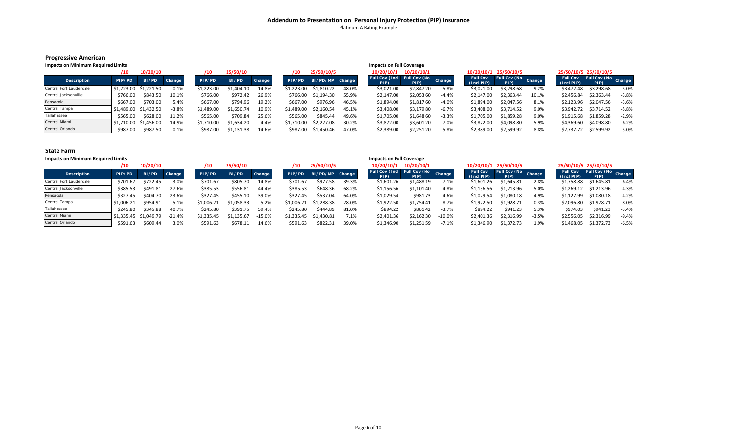# Addendum to Presentation on Personal Injury Protection (PIP) Insurance

Platinum A Rating Example

## Progressive American

### Impacts on Minimum Required Limits

| Description | /10 PIP/PD | 10/20/10 BI/PD | Change |
|---|---|---|---|
| Central Fort Lauderdale | $1,223.00 | $1,221.50 | -0.1% |
| Central Jacksonville | $766.00 | $843.50 | 10.1% |
| Pensacola | $667.00 | $703.00 | 5.4% |
| Central Tampa | $1,489.00 | $1,432.50 | -3.8% |
| Tallahassee | $565.00 | $628.00 | 11.2% |
| Central Miami | $1,710.00 | $1,456.00 | -14.9% |
| Central Orlando | $987.00 | $987.50 | 0.1% |

| Description | /10 PIP/PD | 25/50/10 BI/PD | Change |
|---|---|---|---|
| Central Fort Lauderdale | $1,223.00 | $1,404.10 | 14.8% |
| Central Jacksonville | $766.00 | $972.42 | 26.9% |
| Pensacola | $667.00 | $794.96 | 19.2% |
| Central Tampa | $1,489.00 | $1,650.74 | 10.9% |
| Tallahassee | $565.00 | $709.84 | 25.6% |
| Central Miami | $1,710.00 | $1,634.20 | -4.4% |
| Central Orlando | $987.00 | $1,131.38 | 14.6% |

| Description | /10 PIP/PD | 25/50/10/5 BI/PD/MP | Change |
|---|---|---|---|
| Central Fort Lauderdale | $1,223.00 | $1,810.22 | 48.0% |
| Central Jacksonville | $766.00 | $1,194.30 | 55.9% |
| Pensacola | $667.00 | $976.96 | 46.5% |
| Central Tampa | $1,489.00 | $2,160.54 | 45.1% |
| Tallahassee | $565.00 | $845.44 | 49.6% |
| Central Miami | $1,710.00 | $2,227.08 | 30.2% |
| Central Orlando | $987.00 | $1,450.46 | 47.0% |

### Impacts on Full Coverage

| Description | 10/20/10/1 Full Cov (Incl PIP) | 10/20/10/1 Full Cov (No PIP) | Change |
|---|---|---|---|
| Central Fort Lauderdale | $3,021.00 | $2,847.20 | -5.8% |
| Central Jacksonville | $2,147.00 | $2,053.60 | -4.4% |
| Pensacola | $1,894.00 | $1,817.60 | -4.0% |
| Central Tampa | $3,408.00 | $3,179.80 | -6.7% |
| Tallahassee | $1,705.00 | $1,648.60 | -3.3% |
| Central Miami | $3,872.00 | $3,601.20 | -7.0% |
| Central Orlando | $2,389.00 | $2,251.20 | -5.8% |

| Description | 10/20/10/1 Full Cov (Incl PIP) | 25/50/10/5 Full Cov (No PIP) | Change |
|---|---|---|---|
| Central Fort Lauderdale | $3,021.00 | $3,298.68 | 9.2% |
| Central Jacksonville | $2,147.00 | $2,363.44 | 10.1% |
| Pensacola | $1,894.00 | $2,047.56 | 8.1% |
| Central Tampa | $3,408.00 | $3,714.52 | 9.0% |
| Tallahassee | $1,705.00 | $1,859.28 | 9.0% |
| Central Miami | $3,872.00 | $4,098.80 | 5.9% |
| Central Orlando | $2,389.00 | $2,599.92 | 8.8% |

| Description | 25/50/10/5 Full Cov (Incl PIP) | 25/50/10/5 Full Cov (No PIP) | Change |
|---|---|---|---|
| Central Fort Lauderdale | $3,472.48 | $3,298.68 | -5.0% |
| Central Jacksonville | $2,456.84 | $2,363.44 | -3.8% |
| Pensacola | $2,123.96 | $2,047.56 | -3.6% |
| Central Tampa | $3,942.72 | $3,714.52 | -5.8% |
| Tallahassee | $1,915.68 | $1,859.28 | -2.9% |
| Central Miami | $4,369.60 | $4,098.80 | -6.2% |
| Central Orlando | $2,737.72 | $2,599.92 | -5.0% |

## State Farm

### Impacts on Minimum Required Limits

| Description | /10 PIP/PD | 10/20/10 BI/PD | Change |
|---|---|---|---|
| Central Fort Lauderdale | $701.67 | $722.45 | 3.0% |
| Central Jacksonville | $385.53 | $491.81 | 27.6% |
| Pensacola | $327.45 | $404.70 | 23.6% |
| Central Tampa | $1,006.21 | $954.91 | -5.1% |
| Tallahassee | $245.80 | $345.88 | 40.7% |
| Central Miami | $1,335.45 | $1,049.79 | -21.4% |
| Central Orlando | $591.63 | $609.44 | 3.0% |

| Description | /10 PIP/PD | 25/50/10 BI/PD | Change |
|---|---|---|---|
| Central Fort Lauderdale | $701.67 | $805.70 | 14.8% |
| Central Jacksonville | $385.53 | $556.81 | 44.4% |
| Pensacola | $327.45 | $455.10 | 39.0% |
| Central Tampa | $1,006.21 | $1,058.33 | 5.2% |
| Tallahassee | $245.80 | $391.75 | 59.4% |
| Central Miami | $1,335.45 | $1,135.67 | -15.0% |
| Central Orlando | $591.63 | $678.11 | 14.6% |

| Description | /10 PIP/PD | 25/50/10/5 BI/PD/MP | Change |
|---|---|---|---|
| Central Fort Lauderdale | $701.67 | $977.58 | 39.3% |
| Central Jacksonville | $385.53 | $648.36 | 68.2% |
| Pensacola | $327.45 | $537.04 | 64.0% |
| Central Tampa | $1,006.21 | $1,288.38 | 28.0% |
| Tallahassee | $245.80 | $444.89 | 81.0% |
| Central Miami | $1,335.45 | $1,430.81 | 7.1% |
| Central Orlando | $591.63 | $822.31 | 39.0% |

### Impacts on Full Coverage

| Description | 10/20/10/1 Full Cov (Incl PIP) | 10/20/10/1 Full Cov (No PIP) | Change |
|---|---|---|---|
| Central Fort Lauderdale | $1,601.26 | $1,488.19 | -7.1% |
| Central Jacksonville | $1,156.56 | $1,101.40 | -4.8% |
| Pensacola | $1,029.54 | $981.73 | -4.6% |
| Central Tampa | $1,922.50 | $1,754.41 | -8.7% |
| Tallahassee | $894.22 | $861.42 | -3.7% |
| Central Miami | $2,401.36 | $2,162.30 | -10.0% |
| Central Orlando | $1,346.90 | $1,251.59 | -7.1% |

| Description | 10/20/10/1 Full Cov (Incl PIP) | 25/50/10/5 Full Cov (No PIP) | Change |
|---|---|---|---|
| Central Fort Lauderdale | $1,601.26 | $1,645.81 | 2.8% |
| Central Jacksonville | $1,156.56 | $1,213.96 | 5.0% |
| Pensacola | $1,029.54 | $1,080.18 | 4.9% |
| Central Tampa | $1,922.50 | $1,928.71 | 0.3% |
| Tallahassee | $894.22 | $941.23 | 5.3% |
| Central Miami | $2,401.36 | $2,316.99 | -3.5% |
| Central Orlando | $1,346.90 | $1,372.73 | 1.9% |

| Description | 25/50/10/5 Full Cov (Incl PIP) | 25/50/10/5 Full Cov (No PIP) | Change |
|---|---|---|---|
| Central Fort Lauderdale | $1,758.88 | $1,645.81 | -6.4% |
| Central Jacksonville | $1,269.12 | $1,213.96 | -4.3% |
| Pensacola | $1,127.99 | $1,080.18 | -4.2% |
| Central Tampa | $2,096.80 | $1,928.71 | -8.0% |
| Tallahassee | $974.03 | $941.23 | -3.4% |
| Central Miami | $2,556.05 | $2,316.99 | -9.4% |
| Central Orlando | $1,468.05 | $1,372.73 | -6.5% |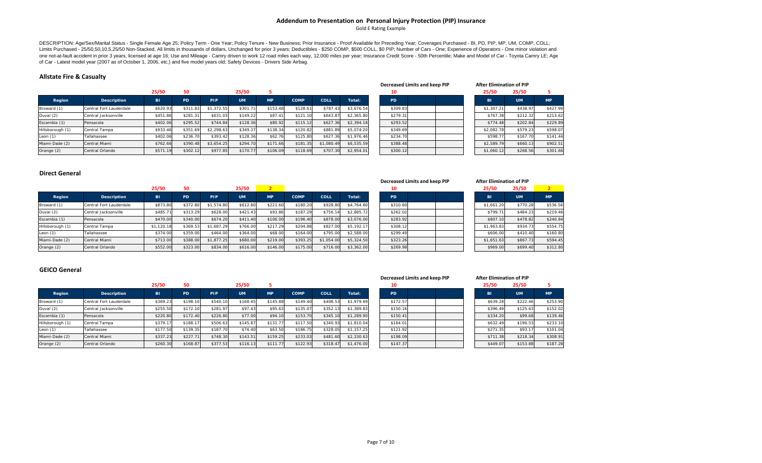# Addendum to Presentation on Personal Injury Protection (PIP) Insurance

Gold E Rating Example

DESCRIPTION: Age/Sex/Marital Status - Single Female Age 25; Policy Term - One Year; Policy Tenure - New Business; Prior Insurance - Proof Available for Preceding Year; Coverages Purchased - BI, PD, PIP, MP, UM, COMP, COLL; Limits Purchased - 25/50,50,10,5,25/50 Non-Stacked, All limits in thousands of dollars, Unchanged for prior 3 years; Deductibles - $250 COMP, $500 COLL, $0 PIP; Number of Cars - One; Experience of Operators - One minor violation and one not-at-fault accident in prior 3 years, licensed at age 16; Use and Mileage - Camry driven to work 12 road miles each way, 12,000 miles per year; Insurance Credit Score - 50th Percentile; Make and Model of Car - Toyota Camry LE; Age of Car - Latest model year (2007 as of October 1, 2006, etc.) and five model years old; Safety Devices - Drivers Side Airbag.

## Allstate Fire & Casualty

| | | 25/50 | 50 | | 25/50 | 5 | | | | Decreased Limits and keep PIP 10 | After Elimination of PIP 25/50 | 25/50 | 5 |
|---|---|---|---|---|---|---|---|---|---|---|---|---|---|
| **Region** | **Description** | **BI** | **PD** | **PIP** | **UM** | **MP** | **COMP** | **COLL** | **Total:** | **PD** | **BI** | **UM** | **MP** |
| Broward (1) | Central Fort Lauderdale | $620.93 | $311.83 | $1,372.55 | $301.71 | $153.48 | $128.61 | $787.43 | $3,676.54 | $309.83 | $1,307.21 | $438.97 | $427.99 |
| Duval (2) | Central Jacksonville | $451.86 | $281.31 | $631.03 | $149.22 | $87.41 | $121.10 | $643.87 | $2,365.80 | $279.31 | $767.38 | $212.32 | $213.62 |
| Escambia (1) | Pensacola | $402.06 | $295.52 | $744.84 | $128.36 | $80.92 | $115.12 | $627.36 | $2,394.18 | $293.52 | $774.48 | $202.84 | $229.89 |
| Hillsborough (1) | Central Tampa | $933.46 | $351.69 | $2,298.63 | $349.37 | $138.34 | $120.82 | $881.89 | $5,074.20 | $349.69 | $2,082.78 | $579.23 | $598.07 |
| Leon (1) | Tallahassee | $402.06 | $236.70 | $393.42 | $128.36 | $62.76 | $125.80 | $627.36 | $1,976.46 | $234.70 | $598.77 | $167.70 | $141.44 |
| Miami-Dade (2) | Central Miami | $762.66 | $390.48 | $3,654.25 | $294.70 | $171.66 | $181.35 | $1,080.49 | $6,535.59 | $388.48 | $2,589.79 | $660.13 | $902.51 |
| Orange (2) | Central Orlando | $571.19 | $302.12 | $977.85 | $170.77 | $106.09 | $118.69 | $707.30 | $2,954.01 | $300.12 | $1,060.12 | $268.56 | $301.66 |

## Direct General

| | | 25/50 | 50 | | 25/50 | 2 | | | | Decreased Limits and keep PIP 10 | After Elimination of PIP 25/50 | 25/50 | 2 |
|---|---|---|---|---|---|---|---|---|---|---|---|---|---|
| **Region** | **Description** | **BI** | **PD** | **PIP** | **UM** | **MP** | **COMP** | **COLL** | **Total:** | **PD** | **BI** | **UM** | **MP** |
| Broward (1) | Central Fort Lauderdale | $873.80 | $372.80 | $1,574.80 | $612.80 | $221.60 | $180.20 | $928.80 | $4,764.80 | $310.80 | $1,661.20 | $770.28 | $536.56 |
| Duval (2) | Central Jacksonville | $485.71 | $313.29 | $628.00 | $421.43 | $93.86 | $187.29 | $756.14 | $2,885.72 | $262.02 | $799.71 | $484.23 | $219.46 |
| Escambia (1) | Pensacola | $470.00 | $340.00 | $674.20 | $411.40 | $106.00 | $196.40 | $878.00 | $3,076.00 | $283.92 | $807.10 | $478.82 | $240.84 |
| Hillsborough (1) | Central Tampa | $1,120.18 | $369.53 | $1,687.29 | $766.00 | $217.29 | $204.88 | $827.00 | $5,192.17 | $308.12 | $1,963.83 | $934.73 | $554.75 |
| Leon (1) | Tallahassee | $374.00 | $359.00 | $464.00 | $364.00 | $68.00 | $164.00 | $795.00 | $2,588.00 | $299.49 | $606.00 | $410.40 | $160.80 |
| Miami-Dade (2) | Central Miami | $713.00 | $388.00 | $1,877.25 | $680.00 | $219.00 | $393.25 | $1,054.00 | $5,324.50 | $323.26 | $1,651.63 | $867.73 | $594.45 |
| Orange (2) | Central Orlando | $552.00 | $323.00 | $834.00 | $616.00 | $146.00 | $175.00 | $716.00 | $3,362.00 | $269.98 | $969.00 | $699.40 | $312.80 |

## GEICO General

| | | 25/50 | 50 | | 25/50 | 5 | | | | Decreased Limits and keep PIP 10 | After Elimination of PIP 25/50 | 25/50 | 5 |
|---|---|---|---|---|---|---|---|---|---|---|---|---|---|
| **Region** | **Description** | **BI** | **PD** | **PIP** | **UM** | **MP** | **COMP** | **COLL** | **Total:** | **PD** | **BI** | **UM** | **MP** |
| Broward (1) | Central Fort Lauderdale | $369.23 | $198.10 | $540.10 | $168.45 | $145.88 | $149.40 | $408.53 | $1,979.69 | $172.57 | $639.28 | $222.46 | $253.90 |
| Duval (2) | Central Jacksonville | $255.50 | $172.10 | $281.97 | $97.43 | $95.63 | $135.07 | $352.13 | $1,389.83 | $150.16 | $396.49 | $125.63 | $152.02 |
| Escambia (1) | Pensacola | $220.80 | $172.40 | $226.80 | $77.00 | $94.10 | $153.70 | $345.10 | $1,289.90 | $150.41 | $334.20 | $99.68 | $139.46 |
| Hillsborough (1) | Central Tampa | $379.17 | $188.17 | $506.63 | $145.87 | $131.77 | $117.50 | $340.93 | $1,810.04 | $164.01 | $632.49 | $196.53 | $233.10 |
| Leon (1) | Tallahassee | $177.50 | $139.35 | $187.70 | $74.40 | $63.50 | $186.75 | $328.05 | $1,157.25 | $121.92 | $271.35 | $93.17 | $101.04 |
| Miami-Dade (2) | Central Miami | $337.23 | $227.71 | $748.30 | $143.51 | $159.25 | $233.03 | $481.60 | $2,330.63 | $198.09 | $711.38 | $218.34 | $308.91 |
| Orange (2) | Central Orlando | $260.30 | $168.87 | $377.53 | $116.13 | $111.77 | $122.93 | $318.47 | $1,476.00 | $147.37 | $449.07 | $153.88 | $187.28 |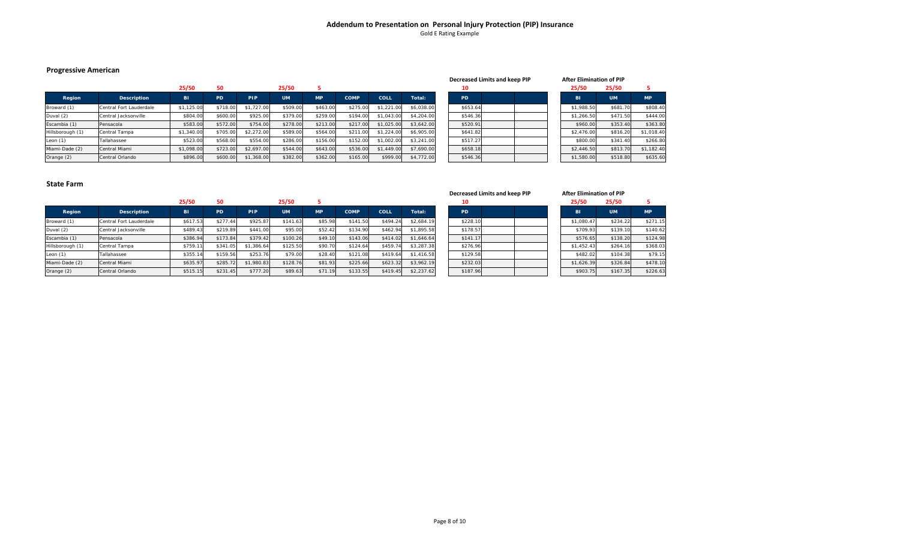## Addendum to Presentation on Personal Injury Protection (PIP) Insurance

Gold E Rating Example

### Progressive American

| | | 25/50 | 50 | | 25/50 | 5 | | | |
|---|---|---|---|---|---|---|---|---|---|
| **Region** | **Description** | **BI** | **PD** | **PIP** | **UM** | **MP** | **COMP** | **COLL** | **Total:** |
| Broward (1) | Central Fort Lauderdale | $1,125.00 | $718.00 | $1,727.00 | $509.00 | $463.00 | $275.00 | $1,221.00 | $6,038.00 |
| Duval (2) | Central Jacksonville | $804.00 | $600.00 | $925.00 | $379.00 | $259.00 | $194.00 | $1,043.00 | $4,204.00 |
| Escambia (1) | Pensacola | $583.00 | $572.00 | $754.00 | $278.00 | $213.00 | $217.00 | $1,025.00 | $3,642.00 |
| Hillsborough (1) | Central Tampa | $1,340.00 | $705.00 | $2,272.00 | $589.00 | $564.00 | $211.00 | $1,224.00 | $6,905.00 |
| Leon (1) | Tallahassee | $523.00 | $568.00 | $554.00 | $286.00 | $156.00 | $152.00 | $1,002.00 | $3,241.00 |
| Miami-Dade (2) | Central Miami | $1,098.00 | $723.00 | $2,697.00 | $544.00 | $643.00 | $536.00 | $1,449.00 | $7,690.00 |
| Orange (2) | Central Orlando | $896.00 | $600.00 | $1,368.00 | $382.00 | $362.00 | $165.00 | $999.00 | $4,772.00 |

**Decreased Limits and keep PIP**

| 10 | | |
|---|---|---|
| **PD** | | |
| $653.64 | | |
| $546.36 | | |
| $520.91 | | |
| $641.82 | | |
| $517.27 | | |
| $658.18 | | |
| $546.36 | | |

**After Elimination of PIP**

| 25/50 | 25/50 | 5 |
|---|---|---|
| **BI** | **UM** | **MP** |
| $1,988.50 | $681.70 | $808.40 |
| $1,266.50 | $471.50 | $444.00 |
| $960.00 | $353.40 | $363.80 |
| $2,476.00 | $816.20 | $1,018.40 |
| $800.00 | $341.40 | $266.80 |
| $2,446.50 | $813.70 | $1,182.40 |
| $1,580.00 | $518.80 | $635.60 |

### State Farm

| | | 25/50 | 50 | | 25/50 | 5 | | | |
|---|---|---|---|---|---|---|---|---|---|
| **Region** | **Description** | **BI** | **PD** | **PIP** | **UM** | **MP** | **COMP** | **COLL** | **Total:** |
| Broward (1) | Central Fort Lauderdale | $617.53 | $277.44 | $925.87 | $141.63 | $85.98 | $141.50 | $494.24 | $2,684.19 |
| Duval (2) | Central Jacksonville | $489.43 | $219.89 | $441.00 | $95.00 | $52.42 | $134.90 | $462.94 | $1,895.58 |
| Escambia (1) | Pensacola | $386.94 | $173.84 | $379.42 | $100.26 | $49.10 | $143.06 | $414.02 | $1,646.64 |
| Hillsborough (1) | Central Tampa | $759.11 | $341.05 | $1,386.64 | $125.50 | $90.70 | $124.64 | $459.74 | $3,287.38 |
| Leon (1) | Tallahassee | $355.14 | $159.56 | $253.76 | $79.00 | $28.40 | $121.08 | $419.64 | $1,416.58 |
| Miami-Dade (2) | Central Miami | $635.97 | $285.72 | $1,980.83 | $128.76 | $81.93 | $225.66 | $623.32 | $3,962.19 |
| Orange (2) | Central Orlando | $515.15 | $231.45 | $777.20 | $89.63 | $71.19 | $133.55 | $419.45 | $2,237.62 |

**Decreased Limits and keep PIP**

| 10 | | |
|---|---|---|
| **PD** | | |
| $228.10 | | |
| $178.57 | | |
| $141.17 | | |
| $276.96 | | |
| $129.58 | | |
| $232.03 | | |
| $187.96 | | |

**After Elimination of PIP**

| 25/50 | 25/50 | 5 |
|---|---|---|
| **BI** | **UM** | **MP** |
| $1,080.47 | $234.22 | $271.15 |
| $709.93 | $139.10 | $140.62 |
| $576.65 | $138.20 | $124.98 |
| $1,452.43 | $264.16 | $368.03 |
| $482.02 | $104.38 | $79.15 |
| $1,626.39 | $326.84 | $478.10 |
| $903.75 | $167.35 | $226.63 |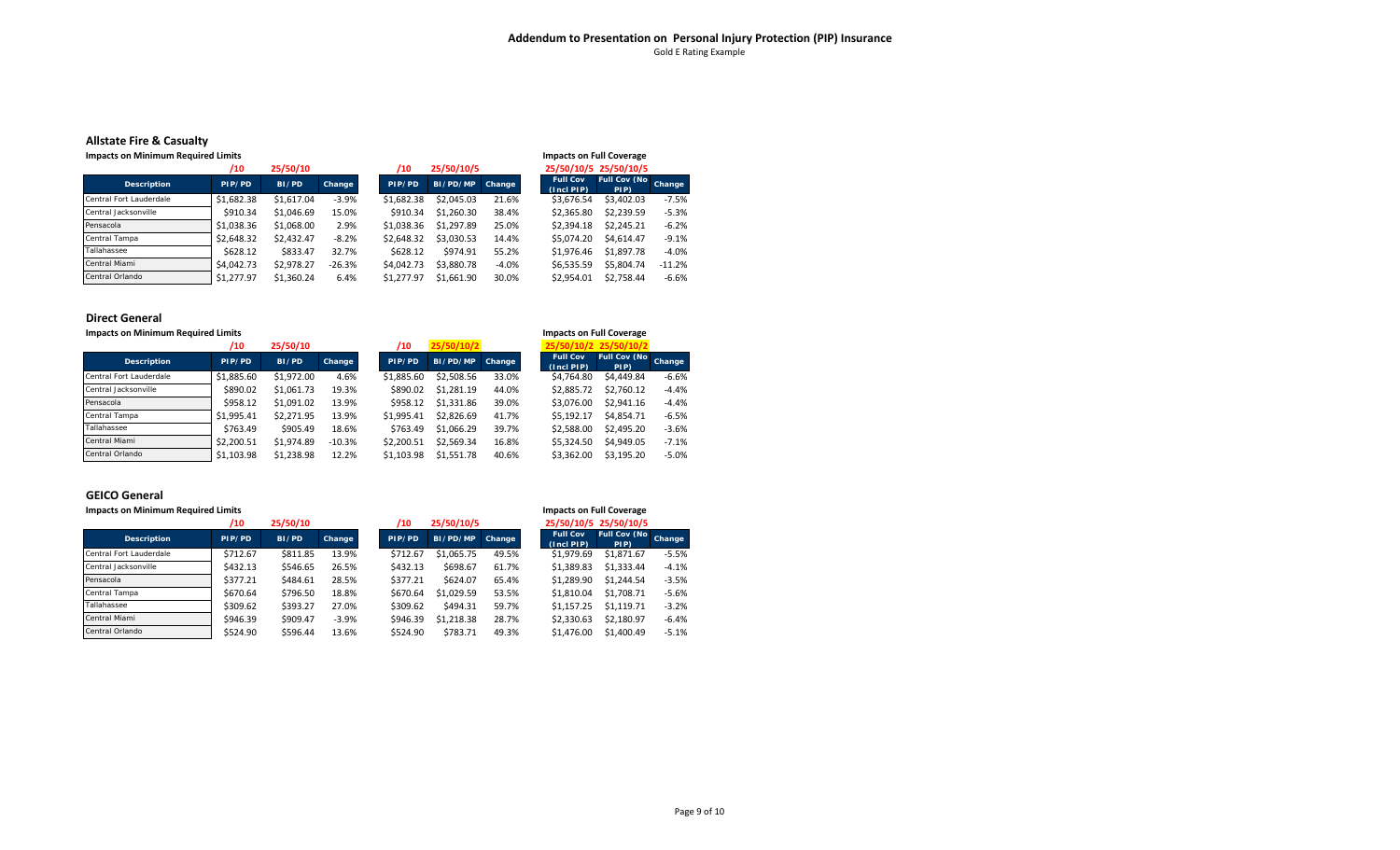## Addendum to Presentation on Personal Injury Protection (PIP) Insurance

Gold E Rating Example

### Allstate Fire & Casualty

**Impacts on Minimum Required Limits**

| | /10 | 25/50/10 | | /10 | 25/50/10/5 | |
|---|---|---|---|---|---|---|
| Description | PIP/PD | BI/PD | Change | PIP/PD | BI/PD/MP | Change |
| Central Fort Lauderdale | $1,682.38 | $1,617.04 | -3.9% | $1,682.38 | $2,045.03 | 21.6% |
| Central Jacksonville | $910.34 | $1,046.69 | 15.0% | $910.34 | $1,260.30 | 38.4% |
| Pensacola | $1,038.36 | $1,068.00 | 2.9% | $1,038.36 | $1,297.89 | 25.0% |
| Central Tampa | $2,648.32 | $2,432.47 | -8.2% | $2,648.32 | $3,030.53 | 14.4% |
| Tallahassee | $628.12 | $833.47 | 32.7% | $628.12 | $974.91 | 55.2% |
| Central Miami | $4,042.73 | $2,978.27 | -26.3% | $4,042.73 | $3,880.78 | -4.0% |
| Central Orlando | $1,277.97 | $1,360.24 | 6.4% | $1,277.97 | $1,661.90 | 30.0% |

**Impacts on Full Coverage**

| 25/50/10/5 | 25/50/10/5 | |
|---|---|---|
| Full Cov (Incl PIP) | Full Cov (No PIP) | Change |
| $3,676.54 | $3,402.03 | -7.5% |
| $2,365.80 | $2,239.59 | -5.3% |
| $2,394.18 | $2,245.21 | -6.2% |
| $5,074.20 | $4,614.47 | -9.1% |
| $1,976.46 | $1,897.78 | -4.0% |
| $6,535.59 | $5,804.74 | -11.2% |
| $2,954.01 | $2,758.44 | -6.6% |

### Direct General

**Impacts on Minimum Required Limits**

| | /10 | 25/50/10 | | /10 | 25/50/10/2 | |
|---|---|---|---|---|---|---|
| Description | PIP/PD | BI/PD | Change | PIP/PD | BI/PD/MP | Change |
| Central Fort Lauderdale | $1,885.60 | $1,972.00 | 4.6% | $1,885.60 | $2,508.56 | 33.0% |
| Central Jacksonville | $890.02 | $1,061.73 | 19.3% | $890.02 | $1,281.19 | 44.0% |
| Pensacola | $958.12 | $1,091.02 | 13.9% | $958.12 | $1,331.86 | 39.0% |
| Central Tampa | $1,995.41 | $2,271.95 | 13.9% | $1,995.41 | $2,826.69 | 41.7% |
| Tallahassee | $763.49 | $905.49 | 18.6% | $763.49 | $1,066.29 | 39.7% |
| Central Miami | $2,200.51 | $1,974.89 | -10.3% | $2,200.51 | $2,569.34 | 16.8% |
| Central Orlando | $1,103.98 | $1,238.98 | 12.2% | $1,103.98 | $1,551.78 | 40.6% |

**Impacts on Full Coverage**

| 25/50/10/2 | 25/50/10/2 | |
|---|---|---|
| Full Cov (Incl PIP) | Full Cov (No PIP) | Change |
| $4,764.80 | $4,449.84 | -6.6% |
| $2,885.72 | $2,760.12 | -4.4% |
| $3,076.00 | $2,941.16 | -4.4% |
| $5,192.17 | $4,854.71 | -6.5% |
| $2,588.00 | $2,495.20 | -3.6% |
| $5,324.50 | $4,949.05 | -7.1% |
| $3,362.00 | $3,195.20 | -5.0% |

### GEICO General

**Impacts on Minimum Required Limits**

| | /10 | 25/50/10 | | /10 | 25/50/10/5 | |
|---|---|---|---|---|---|---|
| Description | PIP/PD | BI/PD | Change | PIP/PD | BI/PD/MP | Change |
| Central Fort Lauderdale | $712.67 | $811.85 | 13.9% | $712.67 | $1,065.75 | 49.5% |
| Central Jacksonville | $432.13 | $546.65 | 26.5% | $432.13 | $698.67 | 61.7% |
| Pensacola | $377.21 | $484.61 | 28.5% | $377.21 | $624.07 | 65.4% |
| Central Tampa | $670.64 | $796.50 | 18.8% | $670.64 | $1,029.59 | 53.5% |
| Tallahassee | $309.62 | $393.27 | 27.0% | $309.62 | $494.31 | 59.7% |
| Central Miami | $946.39 | $909.47 | -3.9% | $946.39 | $1,218.38 | 28.7% |
| Central Orlando | $524.90 | $596.44 | 13.6% | $524.90 | $783.71 | 49.3% |

**Impacts on Full Coverage**

| 25/50/10/5 | 25/50/10/5 | |
|---|---|---|
| Full Cov (Incl PIP) | Full Cov (No PIP) | Change |
| $1,979.69 | $1,871.67 | -5.5% |
| $1,389.83 | $1,333.44 | -4.1% |
| $1,289.90 | $1,244.54 | -3.5% |
| $1,810.04 | $1,708.71 | -5.6% |
| $1,157.25 | $1,119.71 | -3.2% |
| $2,330.63 | $2,180.97 | -6.4% |
| $1,476.00 | $1,400.49 | -5.1% |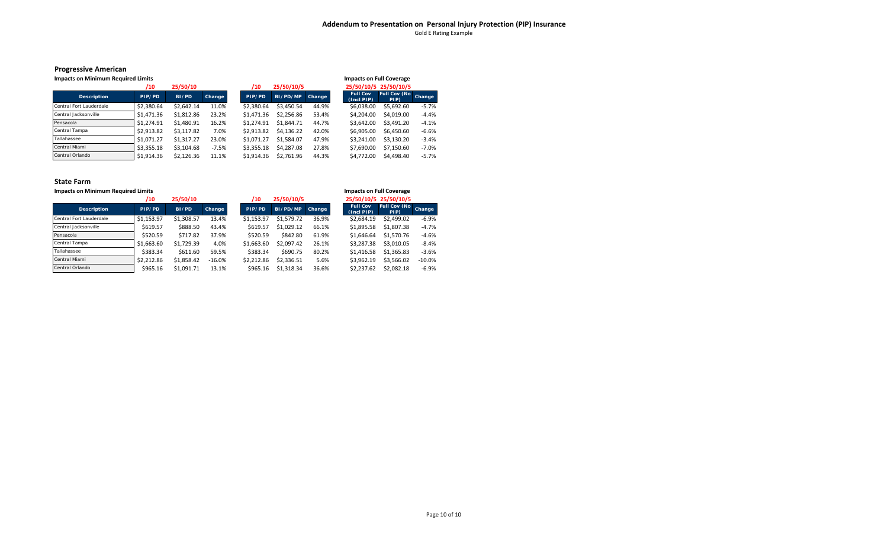# Addendum to Presentation on Personal Injury Protection (PIP) Insurance

Gold E Rating Example

## Progressive American

**Impacts on Minimum Required Limits** / **Impacts on Full Coverage**

| | /10 | 25/50/10 | | | /10 | 25/50/10/5 | | | 25/50/10/5 | 25/50/10/5 | |
|---|---|---|---|---|---|---|---|---|---|---|---|
| Description | PIP/PD | BI/PD | Change | | PIP/PD | BI/PD/MP | Change | | Full Cov (Incl PIP) | Full Cov (No PIP) | Change |
| Central Fort Lauderdale | $2,380.64 | $2,642.14 | 11.0% | | $2,380.64 | $3,450.54 | 44.9% | | $6,038.00 | $5,692.60 | -5.7% |
| Central Jacksonville | $1,471.36 | $1,812.86 | 23.2% | | $1,471.36 | $2,256.86 | 53.4% | | $4,204.00 | $4,019.00 | -4.4% |
| Pensacola | $1,274.91 | $1,480.91 | 16.2% | | $1,274.91 | $1,844.71 | 44.7% | | $3,642.00 | $3,491.20 | -4.1% |
| Central Tampa | $2,913.82 | $3,117.82 | 7.0% | | $2,913.82 | $4,136.22 | 42.0% | | $6,905.00 | $6,450.60 | -6.6% |
| Tallahassee | $1,071.27 | $1,317.27 | 23.0% | | $1,071.27 | $1,584.07 | 47.9% | | $3,241.00 | $3,130.20 | -3.4% |
| Central Miami | $3,355.18 | $3,104.68 | -7.5% | | $3,355.18 | $4,287.08 | 27.8% | | $7,690.00 | $7,150.60 | -7.0% |
| Central Orlando | $1,914.36 | $2,126.36 | 11.1% | | $1,914.36 | $2,761.96 | 44.3% | | $4,772.00 | $4,498.40 | -5.7% |

## State Farm

**Impacts on Minimum Required Limits** / **Impacts on Full Coverage**

| | /10 | 25/50/10 | | | /10 | 25/50/10/5 | | | 25/50/10/5 | 25/50/10/5 | |
|---|---|---|---|---|---|---|---|---|---|---|---|
| Description | PIP/PD | BI/PD | Change | | PIP/PD | BI/PD/MP | Change | | Full Cov (Incl PIP) | Full Cov (No PIP) | Change |
| Central Fort Lauderdale | $1,153.97 | $1,308.57 | 13.4% | | $1,153.97 | $1,579.72 | 36.9% | | $2,684.19 | $2,499.02 | -6.9% |
| Central Jacksonville | $619.57 | $888.50 | 43.4% | | $619.57 | $1,029.12 | 66.1% | | $1,895.58 | $1,807.38 | -4.7% |
| Pensacola | $520.59 | $717.82 | 37.9% | | $520.59 | $842.80 | 61.9% | | $1,646.64 | $1,570.76 | -4.6% |
| Central Tampa | $1,663.60 | $1,729.39 | 4.0% | | $1,663.60 | $2,097.42 | 26.1% | | $3,287.38 | $3,010.05 | -8.4% |
| Tallahassee | $383.34 | $611.60 | 59.5% | | $383.34 | $690.75 | 80.2% | | $1,416.58 | $1,365.83 | -3.6% |
| Central Miami | $2,212.86 | $1,858.42 | -16.0% | | $2,212.86 | $2,336.51 | 5.6% | | $3,962.19 | $3,566.02 | -10.0% |
| Central Orlando | $965.16 | $1,091.71 | 13.1% | | $965.16 | $1,318.34 | 36.6% | | $2,237.62 | $2,082.18 | -6.9% |